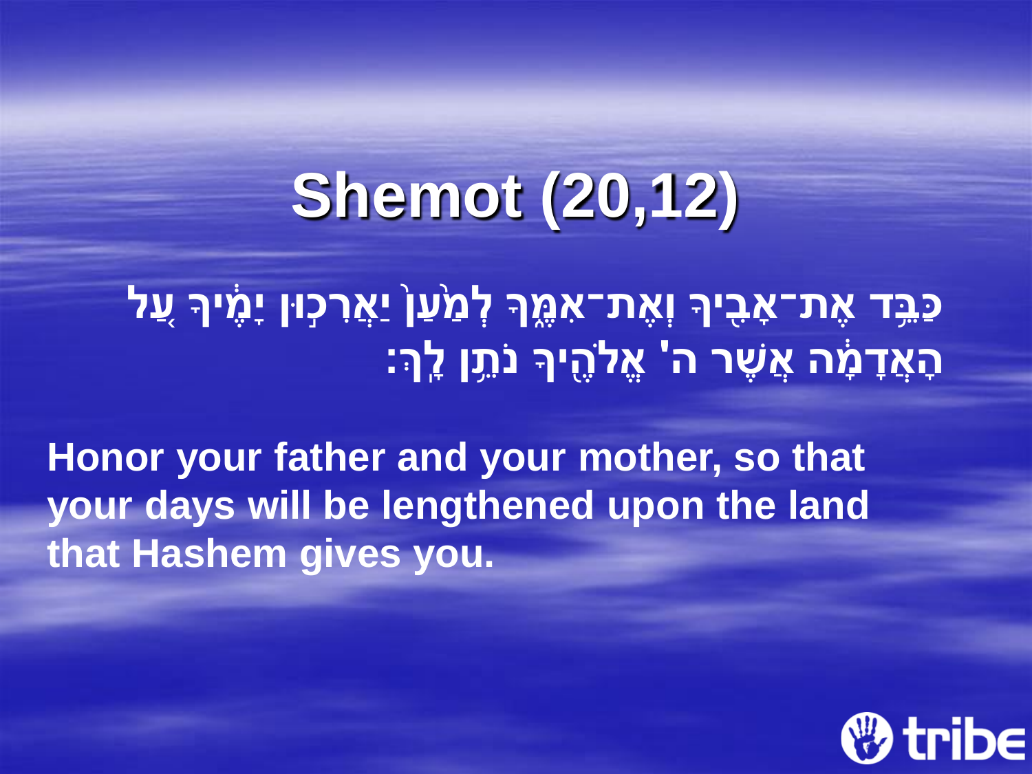# Shemot (20,12)

כַּבֵּ֥ד אֶת־אָבִ֖יךָ וְאֶת־אִמֶּ֑ךָ לְמַ֙עַן֙ יַאֲרִכ֣וּן יָמֶ֔יךָ עַ֚ל הָאֲדָמָ֔ה אֲשֶׁר־ה' אֱלֹהֶ֖יךָ נֹתֵ֥ן לָֽךְ׃

**Honor your father and your mother, so that your days will be lengthened upon the land that Hashem gives you.**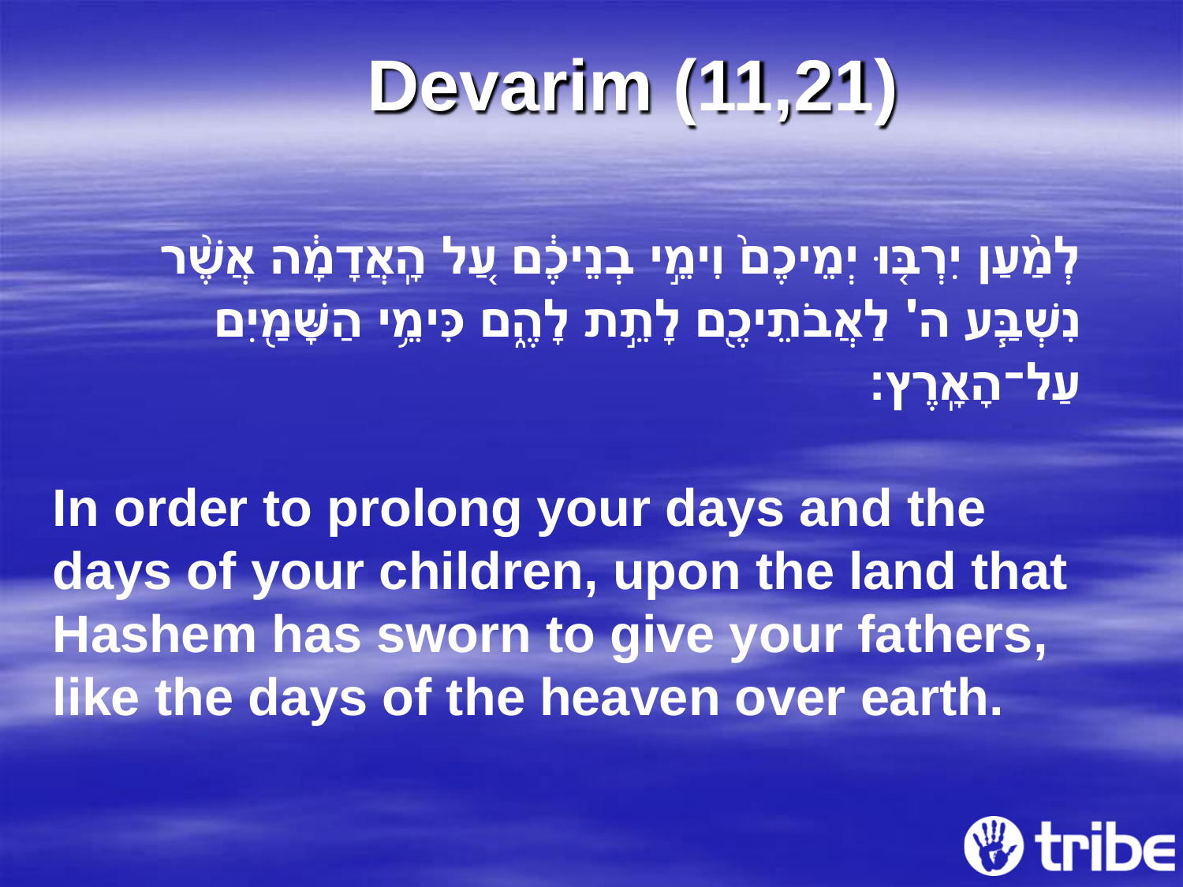# Devarim (11,21)

לְמַ֨עַן יִרְבּ֤וּ יְמֵיכֶם֙ וִימֵ֣י בְנֵיכֶ֔ם עַ֚ל הָֽאֲדָמָ֔ה אֲשֶׁ֨ר נִשְׁבַּ֧ע ה' לַאֲבֹתֵיכֶ֖ם לָתֵ֣ת לָהֶ֑ם כִּימֵ֥י הַשָּׁמַ֖יִם עַל־הָאָֽרֶץ׃

**In order to prolong your days and the days of your children, upon the land that Hashem has sworn to give your fathers, like the days of the heaven over earth.**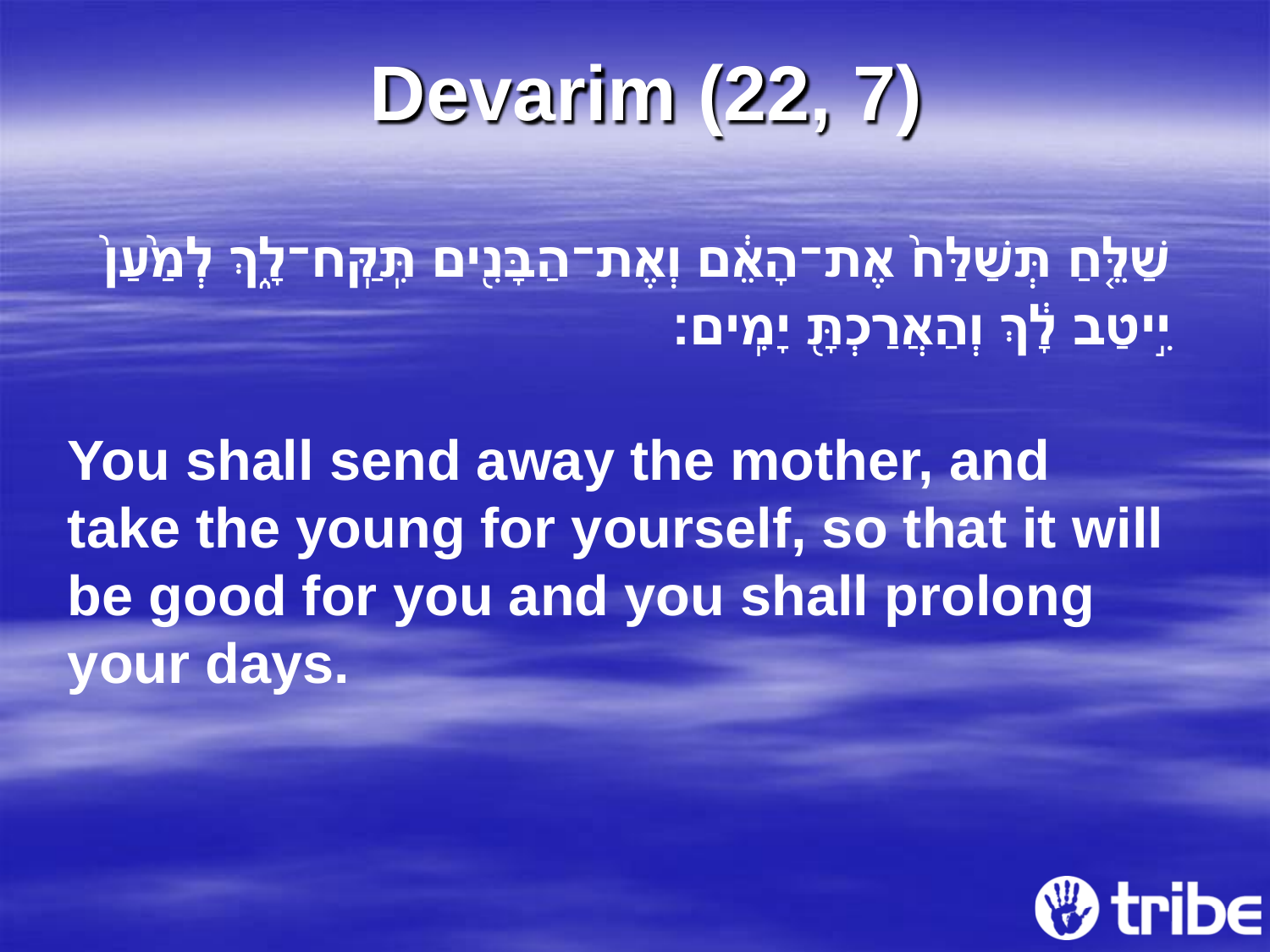# Devarim (22, 7)

שַׁלֵּ֤חַ תְּשַׁלַּח֙ אֶת־הָאֵ֔ם וְאֶת־הַבָּנִ֖ים תִּֽקַּֽח־לָ֑ךְ לְמַ֙עַן֙ יִ֣יטַב לָ֔ךְ וְהַאֲרַכְתָּ֖ יָמִֽים׃

**You shall send away the mother, and take the young for yourself, so that it will be good for you and you shall prolong your days.**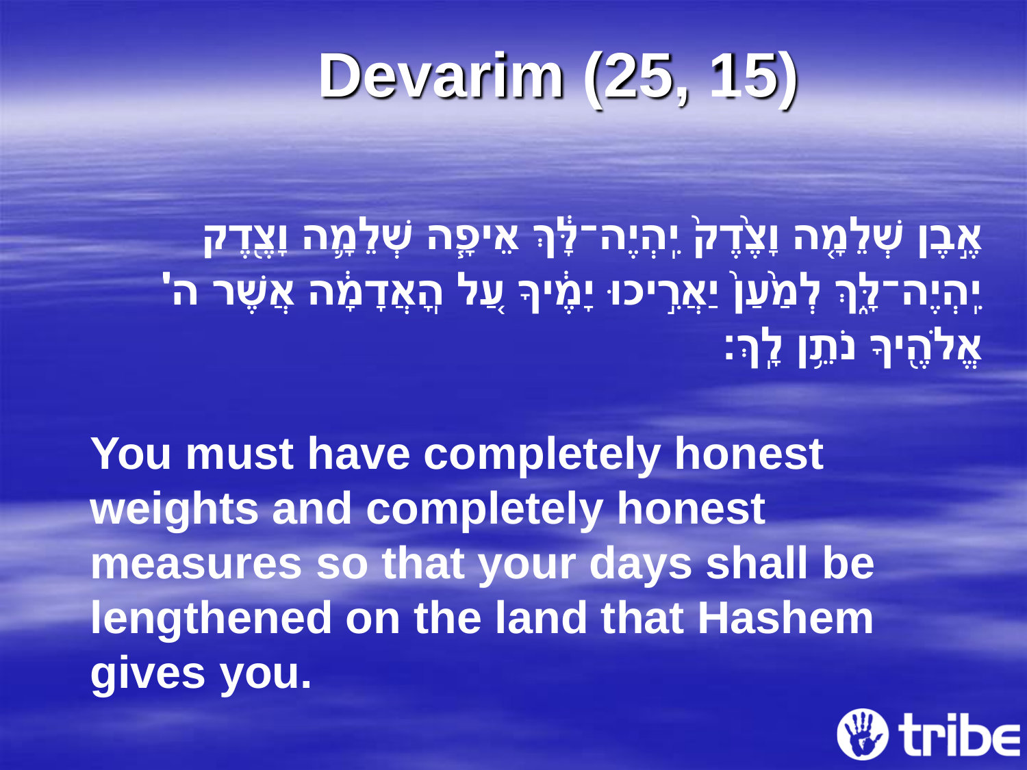# Devarim (25, 15)

אֶ֣בֶן שְׁלֵמָ֤ה וָצֶ֙דֶק֙ יִֽהְיֶה־לָּ֔ךְ אֵיפָ֧ה שְׁלֵמָ֛ה וָצֶ֖דֶק יִֽהְיֶה־לָּ֑ךְ לְמַ֙עַן֙ יַאֲרִ֣יכוּ יָמֶ֔יךָ עַ֚ל הָֽאֲדָמָ֔ה אֲשֶׁר־ה' אֱלֹהֶ֖יךָ נֹתֵ֥ן לָֽךְ׃

**You must have completely honest weights and completely honest measures so that your days shall be lengthened on the land that Hashem gives you.**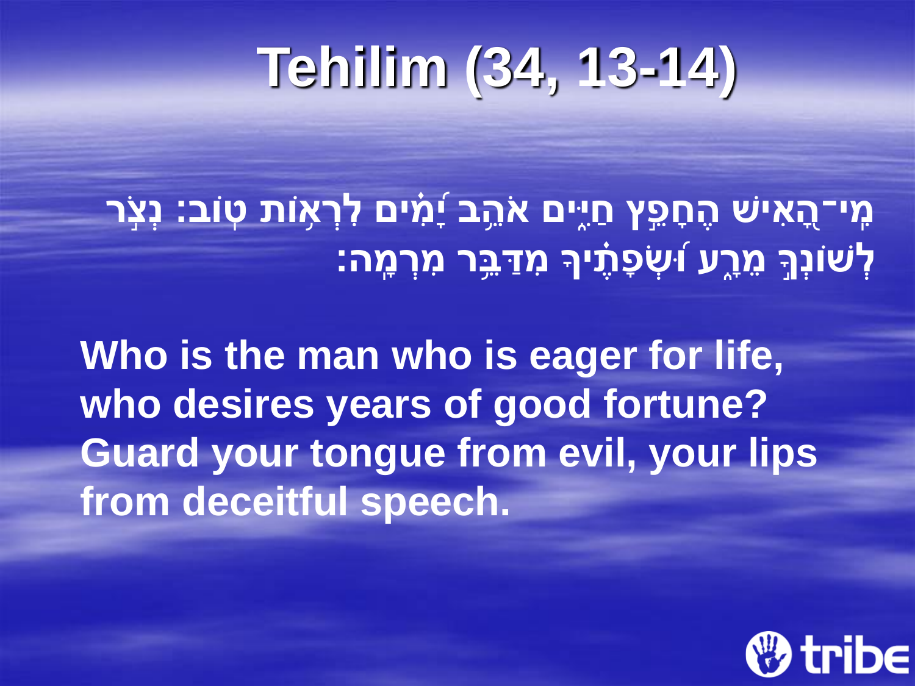# Tehilim (34, 13-14)

מִי־הָאִישׁ הֶחָפֵץ חַיִּים אֹהֵב יָמִים לִרְאוֹת טוֹב: נְצֹר לְשׁוֹנְךָ מֵרָע וּשְׂפָתֶיךָ מִדַּבֵּר מִרְמָה:

**Who is the man who is eager for life, who desires years of good fortune? Guard your tongue from evil, your lips from deceitful speech.**